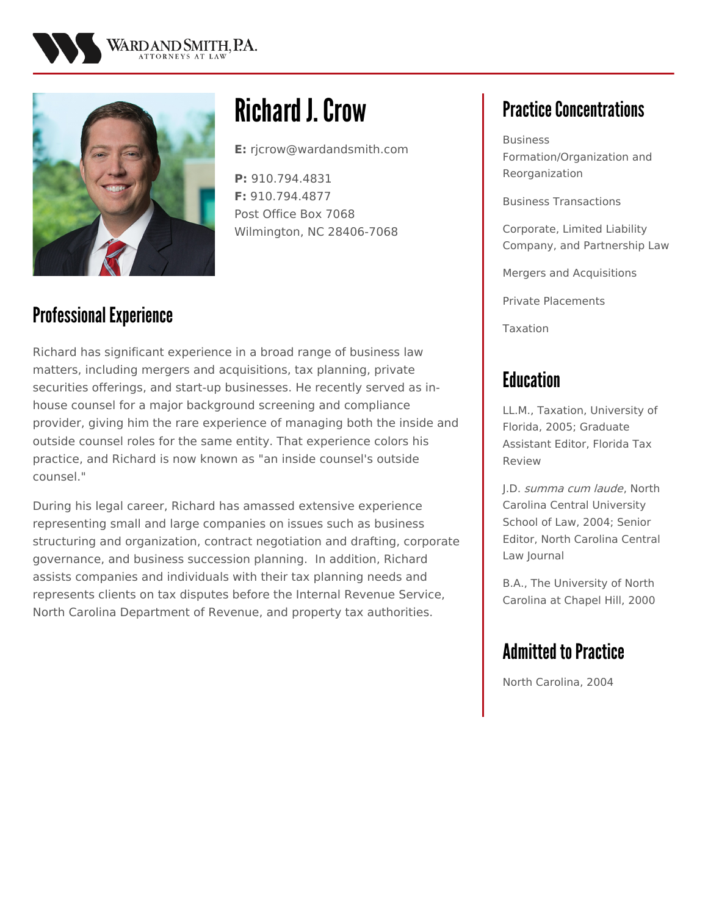# Richard J. Crow

**E:** rjcrow@wardandsmith.com

**P:** 910.794.4831
**F:** 910.794.4877
Post Office Box 7068
Wilmington, NC 28406-7068

## Professional Experience

Richard has significant experience in a broad range of business law matters, including mergers and acquisitions, tax planning, private securities offerings, and start-up businesses. He recently served as in-house counsel for a major background screening and compliance provider, giving him the rare experience of managing both the inside and outside counsel roles for the same entity. That experience colors his practice, and Richard is now known as "an inside counsel's outside counsel."

During his legal career, Richard has amassed extensive experience representing small and large companies on issues such as business structuring and organization, contract negotiation and drafting, corporate governance, and business succession planning. In addition, Richard assists companies and individuals with their tax planning needs and represents clients on tax disputes before the Internal Revenue Service, North Carolina Department of Revenue, and property tax authorities.

## Practice Concentrations

Business Formation/Organization and Reorganization

Business Transactions

Corporate, Limited Liability Company, and Partnership Law

Mergers and Acquisitions

Private Placements

Taxation

## Education

LL.M., Taxation, University of Florida, 2005; Graduate Assistant Editor, Florida Tax Review

J.D. *summa cum laude*, North Carolina Central University School of Law, 2004; Senior Editor, North Carolina Central Law Journal

B.A., The University of North Carolina at Chapel Hill, 2000

## Admitted to Practice

North Carolina, 2004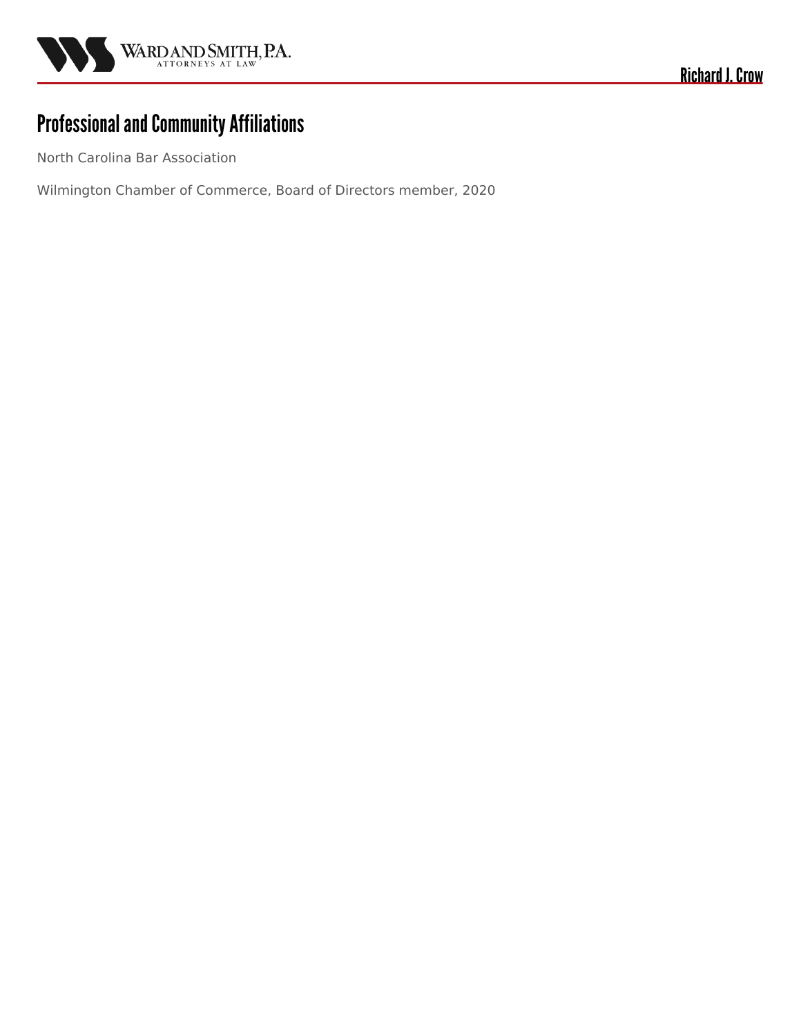## Professional and Community Affiliations

North Carolina Bar Association

Wilmington Chamber of Commerce, Board of Directors member, 2020